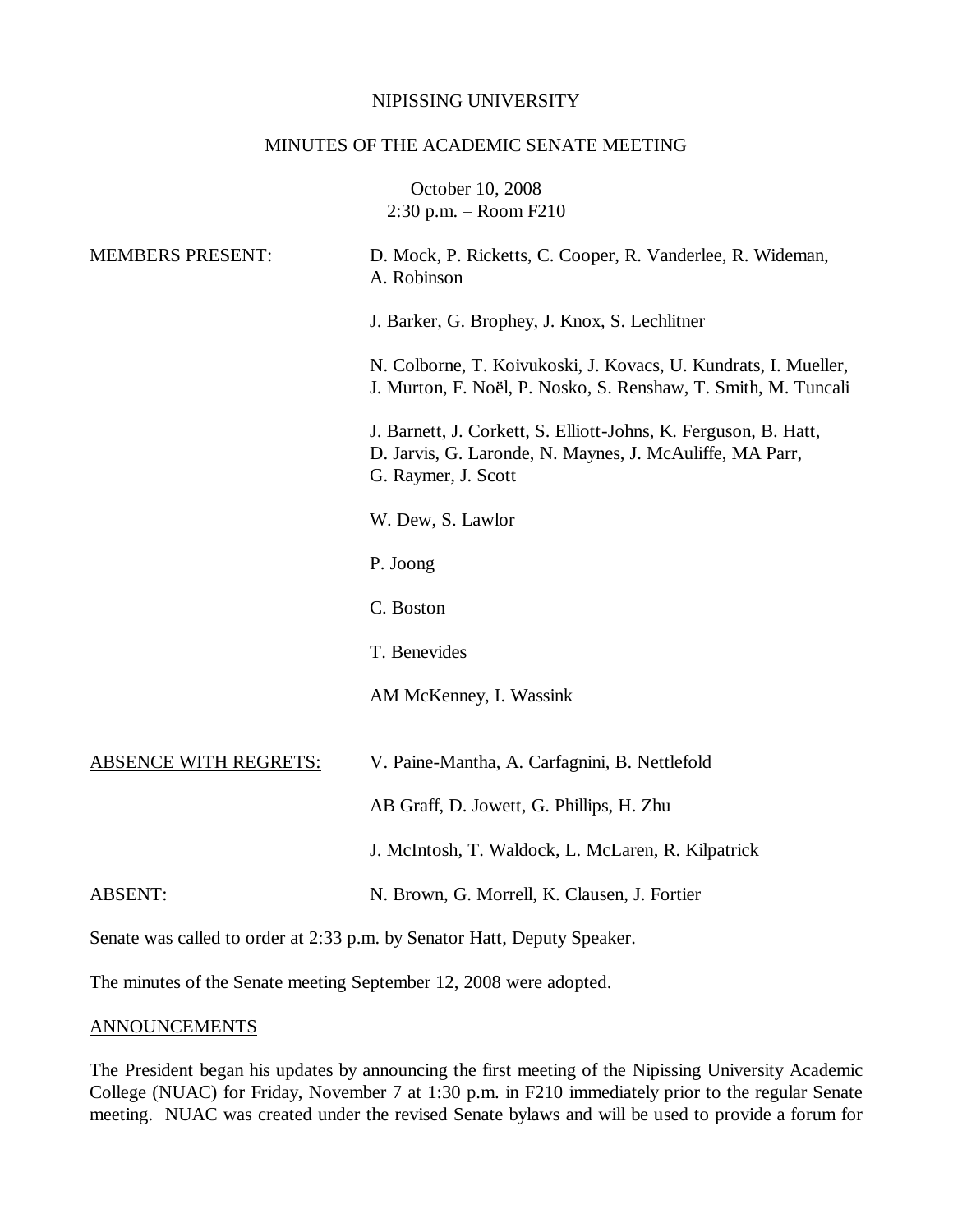NIPISSING UNIVERSITY

MINUTES OF THE ACADEMIC SENATE MEETING

October 10, 2008
2:30 p.m. – Room F210

| | |
|---|---|
| MEMBERS PRESENT: | D. Mock, P. Ricketts, C. Cooper, R. Vanderlee, R. Wideman, A. Robinson |
| | J. Barker, G. Brophey, J. Knox, S. Lechlitner |
| | N. Colborne, T. Koivukoski, J. Kovacs, U. Kundrats, I. Mueller, J. Murton, F. Noël, P. Nosko, S. Renshaw, T. Smith, M. Tuncali |
| | J. Barnett, J. Corkett, S. Elliott-Johns, K. Ferguson, B. Hatt, D. Jarvis, G. Laronde, N. Maynes, J. McAuliffe, MA Parr, G. Raymer, J. Scott |
| | W. Dew, S. Lawlor |
| | P. Joong |
| | C. Boston |
| | T. Benevides |
| | AM McKenney, I. Wassink |
| ABSENCE WITH REGRETS: | V. Paine-Mantha, A. Carfagnini, B. Nettlefold |
| | AB Graff, D. Jowett, G. Phillips, H. Zhu |
| | J. McIntosh, T. Waldock, L. McLaren, R. Kilpatrick |
| ABSENT: | N. Brown, G. Morrell, K. Clausen, J. Fortier |

Senate was called to order at 2:33 p.m. by Senator Hatt, Deputy Speaker.

The minutes of the Senate meeting September 12, 2008 were adopted.

ANNOUNCEMENTS

The President began his updates by announcing the first meeting of the Nipissing University Academic College (NUAC) for Friday, November 7 at 1:30 p.m. in F210 immediately prior to the regular Senate meeting. NUAC was created under the revised Senate bylaws and will be used to provide a forum for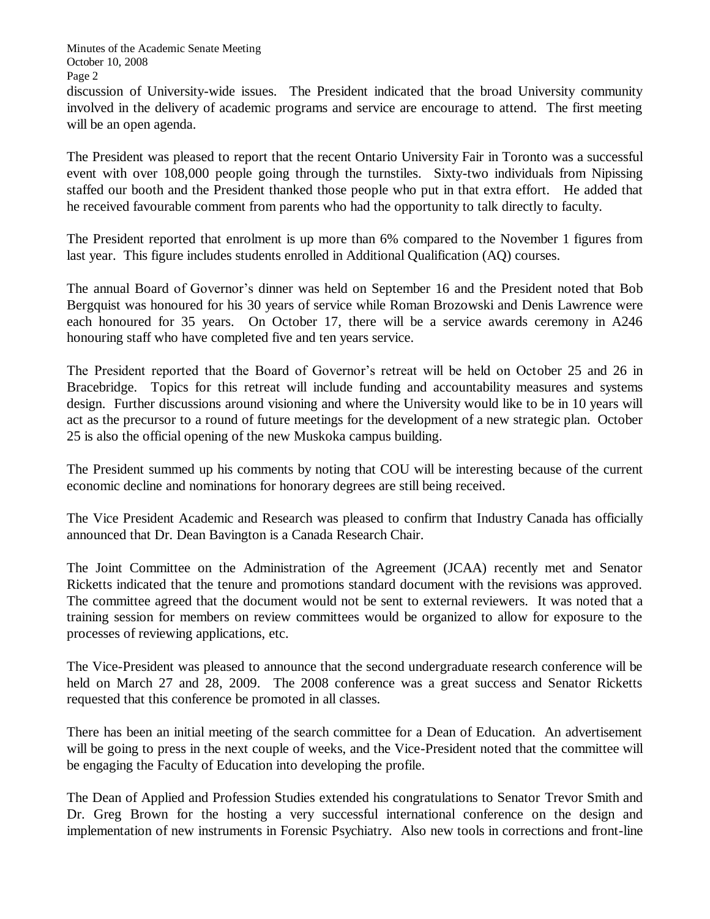discussion of University-wide issues. The President indicated that the broad University community involved in the delivery of academic programs and service are encourage to attend. The first meeting will be an open agenda.

The President was pleased to report that the recent Ontario University Fair in Toronto was a successful event with over 108,000 people going through the turnstiles. Sixty-two individuals from Nipissing staffed our booth and the President thanked those people who put in that extra effort. He added that he received favourable comment from parents who had the opportunity to talk directly to faculty.

The President reported that enrolment is up more than 6% compared to the November 1 figures from last year. This figure includes students enrolled in Additional Qualification (AQ) courses.

The annual Board of Governor's dinner was held on September 16 and the President noted that Bob Bergquist was honoured for his 30 years of service while Roman Brozowski and Denis Lawrence were each honoured for 35 years. On October 17, there will be a service awards ceremony in A246 honouring staff who have completed five and ten years service.

The President reported that the Board of Governor's retreat will be held on October 25 and 26 in Bracebridge. Topics for this retreat will include funding and accountability measures and systems design. Further discussions around visioning and where the University would like to be in 10 years will act as the precursor to a round of future meetings for the development of a new strategic plan. October 25 is also the official opening of the new Muskoka campus building.

The President summed up his comments by noting that COU will be interesting because of the current economic decline and nominations for honorary degrees are still being received.

The Vice President Academic and Research was pleased to confirm that Industry Canada has officially announced that Dr. Dean Bavington is a Canada Research Chair.

The Joint Committee on the Administration of the Agreement (JCAA) recently met and Senator Ricketts indicated that the tenure and promotions standard document with the revisions was approved. The committee agreed that the document would not be sent to external reviewers. It was noted that a training session for members on review committees would be organized to allow for exposure to the processes of reviewing applications, etc.

The Vice-President was pleased to announce that the second undergraduate research conference will be held on March 27 and 28, 2009. The 2008 conference was a great success and Senator Ricketts requested that this conference be promoted in all classes.

There has been an initial meeting of the search committee for a Dean of Education. An advertisement will be going to press in the next couple of weeks, and the Vice-President noted that the committee will be engaging the Faculty of Education into developing the profile.

The Dean of Applied and Profession Studies extended his congratulations to Senator Trevor Smith and Dr. Greg Brown for the hosting a very successful international conference on the design and implementation of new instruments in Forensic Psychiatry. Also new tools in corrections and front-line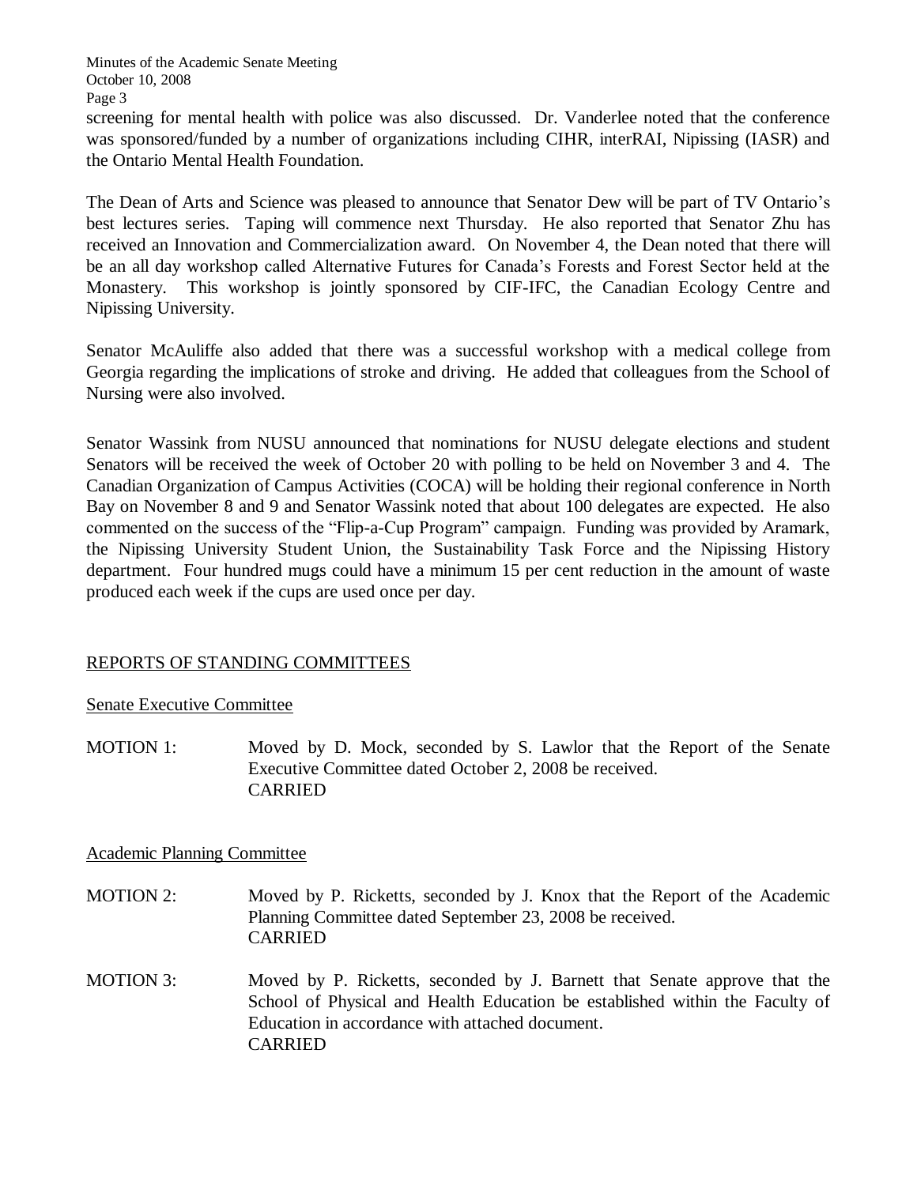screening for mental health with police was also discussed. Dr. Vanderlee noted that the conference was sponsored/funded by a number of organizations including CIHR, interRAI, Nipissing (IASR) and the Ontario Mental Health Foundation.

The Dean of Arts and Science was pleased to announce that Senator Dew will be part of TV Ontario's best lectures series. Taping will commence next Thursday. He also reported that Senator Zhu has received an Innovation and Commercialization award. On November 4, the Dean noted that there will be an all day workshop called Alternative Futures for Canada's Forests and Forest Sector held at the Monastery. This workshop is jointly sponsored by CIF-IFC, the Canadian Ecology Centre and Nipissing University.

Senator McAuliffe also added that there was a successful workshop with a medical college from Georgia regarding the implications of stroke and driving. He added that colleagues from the School of Nursing were also involved.

Senator Wassink from NUSU announced that nominations for NUSU delegate elections and student Senators will be received the week of October 20 with polling to be held on November 3 and 4. The Canadian Organization of Campus Activities (COCA) will be holding their regional conference in North Bay on November 8 and 9 and Senator Wassink noted that about 100 delegates are expected. He also commented on the success of the "Flip-a-Cup Program" campaign. Funding was provided by Aramark, the Nipissing University Student Union, the Sustainability Task Force and the Nipissing History department. Four hundred mugs could have a minimum 15 per cent reduction in the amount of waste produced each week if the cups are used once per day.

## REPORTS OF STANDING COMMITTEES

### Senate Executive Committee

MOTION 1: Moved by D. Mock, seconded by S. Lawlor that the Report of the Senate Executive Committee dated October 2, 2008 be received.
CARRIED

### Academic Planning Committee

MOTION 2: Moved by P. Ricketts, seconded by J. Knox that the Report of the Academic Planning Committee dated September 23, 2008 be received.
CARRIED

MOTION 3: Moved by P. Ricketts, seconded by J. Barnett that Senate approve that the School of Physical and Health Education be established within the Faculty of Education in accordance with attached document.
CARRIED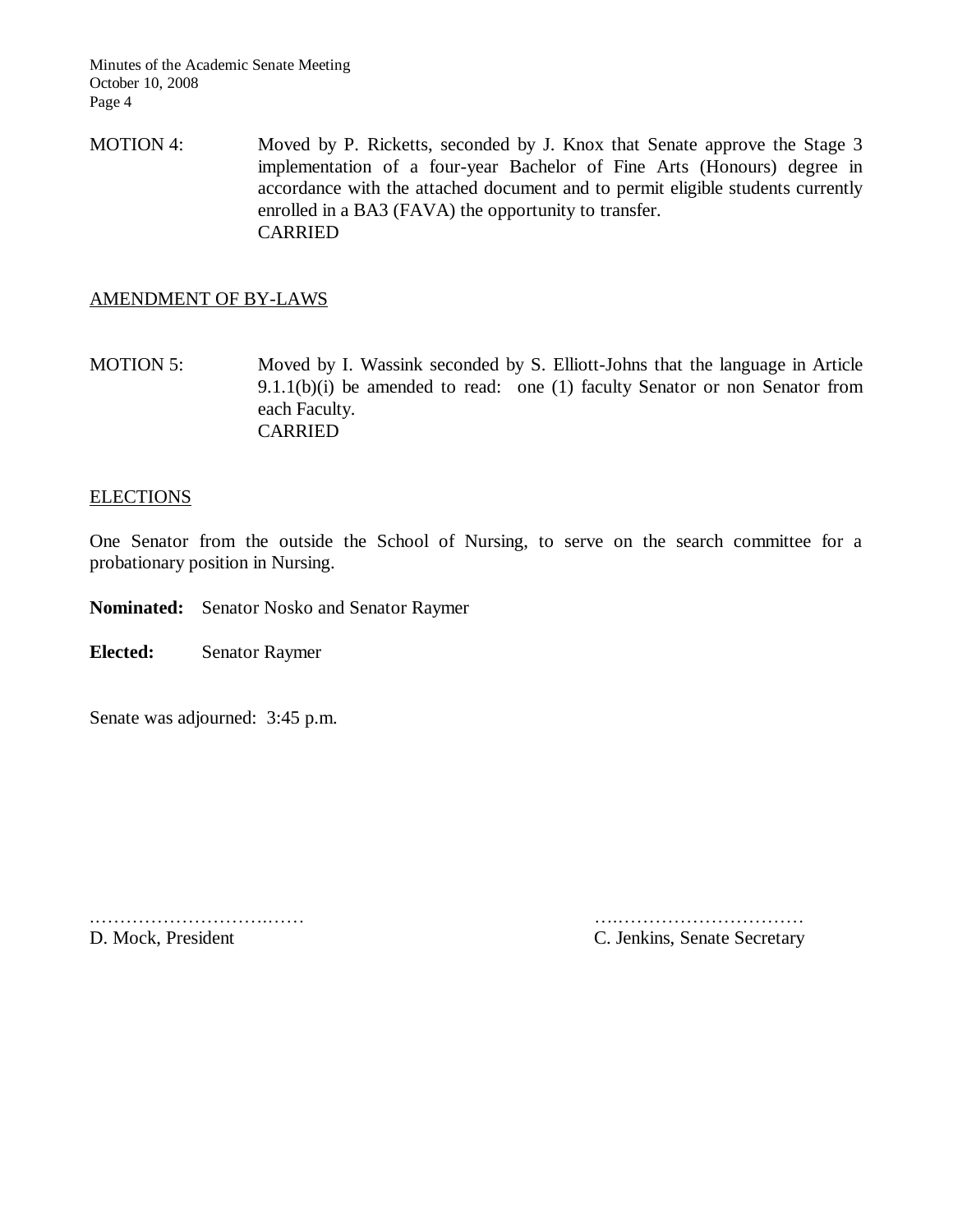MOTION 4: Moved by P. Ricketts, seconded by J. Knox that Senate approve the Stage 3 implementation of a four-year Bachelor of Fine Arts (Honours) degree in accordance with the attached document and to permit eligible students currently enrolled in a BA3 (FAVA) the opportunity to transfer.
CARRIED

## AMENDMENT OF BY-LAWS

MOTION 5: Moved by I. Wassink seconded by S. Elliott-Johns that the language in Article 9.1.1(b)(i) be amended to read: one (1) faculty Senator or non Senator from each Faculty.
CARRIED

## ELECTIONS

One Senator from the outside the School of Nursing, to serve on the search committee for a probationary position in Nursing.

**Nominated:** Senator Nosko and Senator Raymer

**Elected:** Senator Raymer

Senate was adjourned: 3:45 p.m.

……………………………………
D. Mock, President

……………………………………
C. Jenkins, Senate Secretary